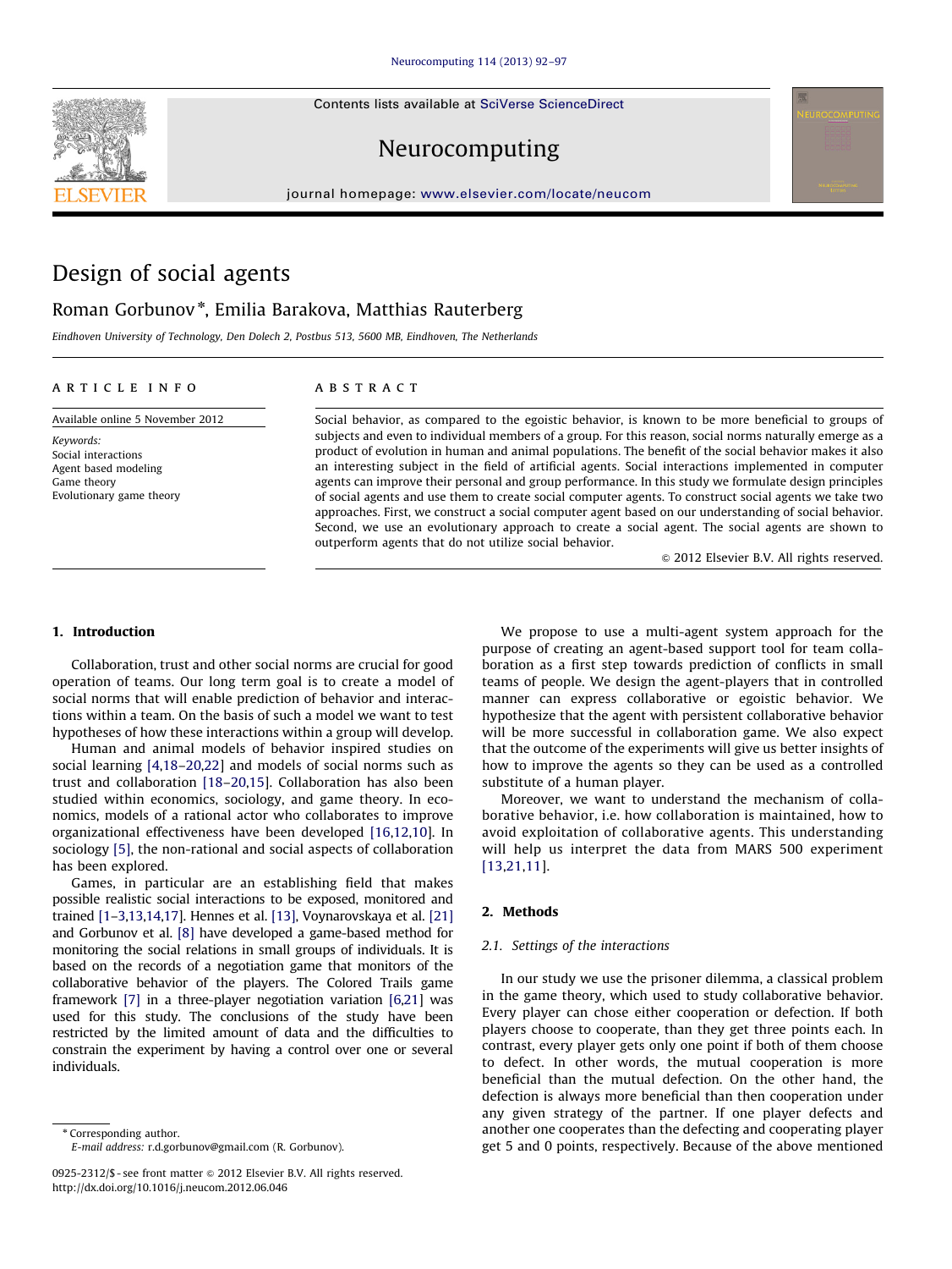Contents lists available at SciVerse ScienceDirect

# Neurocomputing

journal homepage: www.elsevier.com/locate/neucom

# Design of social agents

Roman Gorbunov*, Emilia Barakova, Matthias Rauterberg

*Eindhoven University of Technology, Den Dolech 2, Postbus 513, 5600 MB, Eindhoven, The Netherlands*

**ARTICLE INFO**

Available online 5 November 2012

*Keywords:*
Social interactions
Agent based modeling
Game theory
Evolutionary game theory

**ABSTRACT**

Social behavior, as compared to the egoistic behavior, is known to be more beneficial to groups of subjects and even to individual members of a group. For this reason, social norms naturally emerge as a product of evolution in human and animal populations. The benefit of the social behavior makes it also an interesting subject in the field of artificial agents. Social interactions implemented in computer agents can improve their personal and group performance. In this study we formulate design principles of social agents and use them to create social computer agents. To construct social agents we take two approaches. First, we construct a social computer agent based on our understanding of social behavior. Second, we use an evolutionary approach to create a social agent. The social agents are shown to outperform agents that do not utilize social behavior.

© 2012 Elsevier B.V. All rights reserved.

## 1. Introduction

Collaboration, trust and other social norms are crucial for good operation of teams. Our long term goal is to create a model of social norms that will enable prediction of behavior and interactions within a team. On the basis of such a model we want to test hypotheses of how these interactions within a group will develop.

Human and animal models of behavior inspired studies on social learning [4,18–20,22] and models of social norms such as trust and collaboration [18–20,15]. Collaboration has also been studied within economics, sociology, and game theory. In economics, models of a rational actor who collaborates to improve organizational effectiveness have been developed [16,12,10]. In sociology [5], the non-rational and social aspects of collaboration has been explored.

Games, in particular are an establishing field that makes possible realistic social interactions to be exposed, monitored and trained [1–3,13,14,17]. Hennes et al. [13], Voynarovskaya et al. [21] and Gorbunov et al. [8] have developed a game-based method for monitoring the social relations in small groups of individuals. It is based on the records of a negotiation game that monitors of the collaborative behavior of the players. The Colored Trails game framework [7] in a three-player negotiation variation [6,21] was used for this study. The conclusions of the study have been restricted by the limited amount of data and the difficulties to constrain the experiment by having a control over one or several individuals.

We propose to use a multi-agent system approach for the purpose of creating an agent-based support tool for team collaboration as a first step towards prediction of conflicts in small teams of people. We design the agent-players that in controlled manner can express collaborative or egoistic behavior. We hypothesize that the agent with persistent collaborative behavior will be more successful in collaboration game. We also expect that the outcome of the experiments will give us better insights of how to improve the agents so they can be used as a controlled substitute of a human player.

Moreover, we want to understand the mechanism of collaborative behavior, i.e. how collaboration is maintained, how to avoid exploitation of collaborative agents. This understanding will help us interpret the data from MARS 500 experiment [13,21,11].

## 2. Methods

### 2.1. Settings of the interactions

In our study we use the prisoner dilemma, a classical problem in the game theory, which used to study collaborative behavior. Every player can chose either cooperation or defection. If both players choose to cooperate, than they get three points each. In contrast, every player gets only one point if both of them choose to defect. In other words, the mutual cooperation is more beneficial than the mutual defection. On the other hand, the defection is always more beneficial than then cooperation under any given strategy of the partner. If one player defects and another one cooperates than the defecting and cooperating player get 5 and 0 points, respectively. Because of the above mentioned

* Corresponding author.
E-mail address: r.d.gorbunov@gmail.com (R. Gorbunov).

0925-2312/$ - see front matter © 2012 Elsevier B.V. All rights reserved.
http://dx.doi.org/10.1016/j.neucom.2012.06.046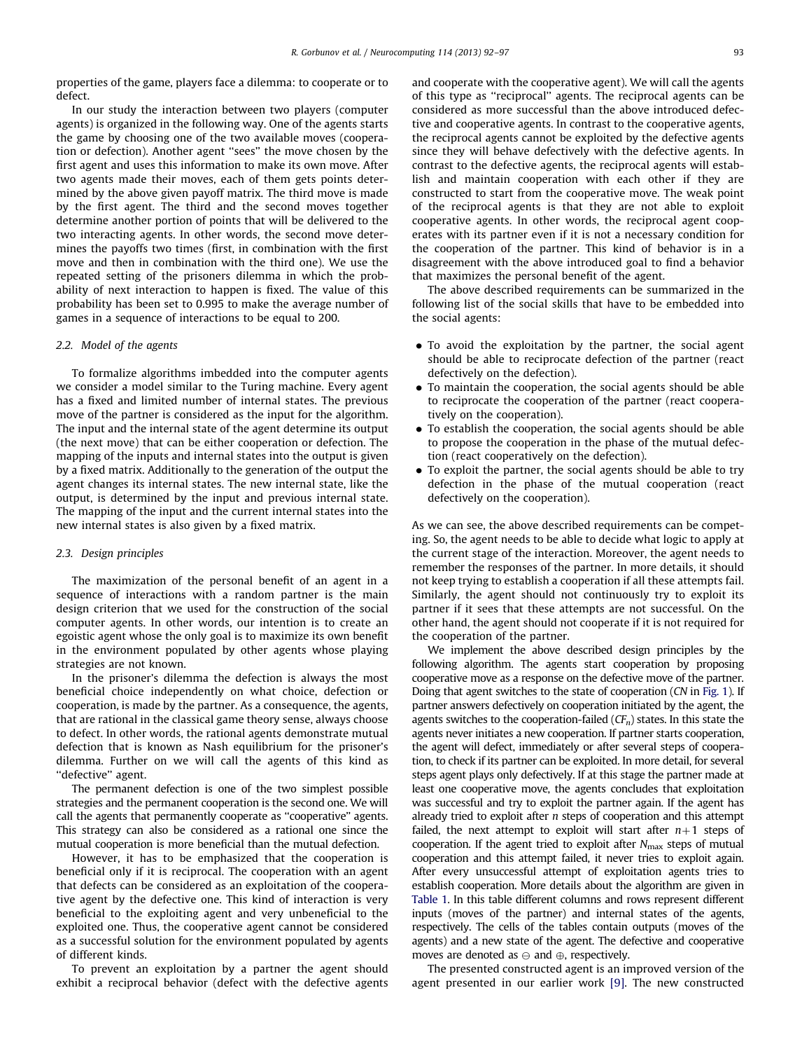properties of the game, players face a dilemma: to cooperate or to defect.

In our study the interaction between two players (computer agents) is organized in the following way. One of the agents starts the game by choosing one of the two available moves (cooperation or defection). Another agent "sees" the move chosen by the first agent and uses this information to make its own move. After two agents made their moves, each of them gets points determined by the above given payoff matrix. The third move is made by the first agent. The third and the second moves together determine another portion of points that will be delivered to the two interacting agents. In other words, the second move determines the payoffs two times (first, in combination with the first move and then in combination with the third one). We use the repeated setting of the prisoners dilemma in which the probability of next interaction to happen is fixed. The value of this probability has been set to 0.995 to make the average number of games in a sequence of interactions to be equal to 200.

### 2.2. Model of the agents

To formalize algorithms imbedded into the computer agents we consider a model similar to the Turing machine. Every agent has a fixed and limited number of internal states. The previous move of the partner is considered as the input for the algorithm. The input and the internal state of the agent determine its output (the next move) that can be either cooperation or defection. The mapping of the inputs and internal states into the output is given by a fixed matrix. Additionally to the generation of the output the agent changes its internal states. The new internal state, like the output, is determined by the input and previous internal state. The mapping of the input and the current internal states into the new internal states is also given by a fixed matrix.

### 2.3. Design principles

The maximization of the personal benefit of an agent in a sequence of interactions with a random partner is the main design criterion that we used for the construction of the social computer agents. In other words, our intention is to create an egoistic agent whose the only goal is to maximize its own benefit in the environment populated by other agents whose playing strategies are not known.

In the prisoner's dilemma the defection is always the most beneficial choice independently on what choice, defection or cooperation, is made by the partner. As a consequence, the agents, that are rational in the classical game theory sense, always choose to defect. In other words, the rational agents demonstrate mutual defection that is known as Nash equilibrium for the prisoner's dilemma. Further on we will call the agents of this kind as "defective" agent.

The permanent defection is one of the two simplest possible strategies and the permanent cooperation is the second one. We will call the agents that permanently cooperate as "cooperative" agents. This strategy can also be considered as a rational one since the mutual cooperation is more beneficial than the mutual defection.

However, it has to be emphasized that the cooperation is beneficial only if it is reciprocal. The cooperation with an agent that defects can be considered as an exploitation of the cooperative agent by the defective one. This kind of interaction is very beneficial to the exploiting agent and very unbeneficial to the exploited one. Thus, the cooperative agent cannot be considered as a successful solution for the environment populated by agents of different kinds.

To prevent an exploitation by a partner the agent should exhibit a reciprocal behavior (defect with the defective agents and cooperate with the cooperative agent). We will call the agents of this type as "reciprocal" agents. The reciprocal agents can be considered as more successful than the above introduced defective and cooperative agents. In contrast to the cooperative agents, the reciprocal agents cannot be exploited by the defective agents since they will behave defectively with the defective agents. In contrast to the defective agents, the reciprocal agents will establish and maintain cooperation with each other if they are constructed to start from the cooperative move. The weak point of the reciprocal agents is that they are not able to exploit cooperative agents. In other words, the reciprocal agent cooperates with its partner even if it is not a necessary condition for the cooperation of the partner. This kind of behavior is in a disagreement with the above introduced goal to find a behavior that maximizes the personal benefit of the agent.

The above described requirements can be summarized in the following list of the social skills that have to be embedded into the social agents:

- To avoid the exploitation by the partner, the social agent should be able to reciprocate defection of the partner (react defectively on the defection).
- To maintain the cooperation, the social agents should be able to reciprocate the cooperation of the partner (react cooperatively on the cooperation).
- To establish the cooperation, the social agents should be able to propose the cooperation in the phase of the mutual defection (react cooperatively on the defection).
- To exploit the partner, the social agents should be able to try defection in the phase of the mutual cooperation (react defectively on the cooperation).

As we can see, the above described requirements can be competing. So, the agent needs to be able to decide what logic to apply at the current stage of the interaction. Moreover, the agent needs to remember the responses of the partner. In more details, it should not keep trying to establish a cooperation if all these attempts fail. Similarly, the agent should not continuously try to exploit its partner if it sees that these attempts are not successful. On the other hand, the agent should not cooperate if it is not required for the cooperation of the partner.

We implement the above described design principles by the following algorithm. The agents start cooperation by proposing cooperative move as a response on the defective move of the partner. Doing that agent switches to the state of cooperation (*CN* in Fig. 1). If partner answers defectively on cooperation initiated by the agent, the agents switches to the cooperation-failed ($CF_n$) states. In this state the agents never initiates a new cooperation. If partner starts cooperation, the agent will defect, immediately or after several steps of cooperation, to check if its partner can be exploited. In more detail, for several steps agent plays only defectively. If at this stage the partner made at least one cooperative move, the agents concludes that exploitation was successful and try to exploit the partner again. If the agent has already tried to exploit after $n$ steps of cooperation and this attempt failed, the next attempt to exploit will start after $n+1$ steps of cooperation. If the agent tried to exploit after $N_{\max}$ steps of mutual cooperation and this attempt failed, it never tries to exploit again. After every unsuccessful attempt of exploitation agents tries to establish cooperation. More details about the algorithm are given in Table 1. In this table different columns and rows represent different inputs (moves of the partner) and internal states of the agents, respectively. The cells of the tables contain outputs (moves of the agents) and a new state of the agent. The defective and cooperative moves are denoted as $\ominus$ and $\oplus$, respectively.

The presented constructed agent is an improved version of the agent presented in our earlier work [9]. The new constructed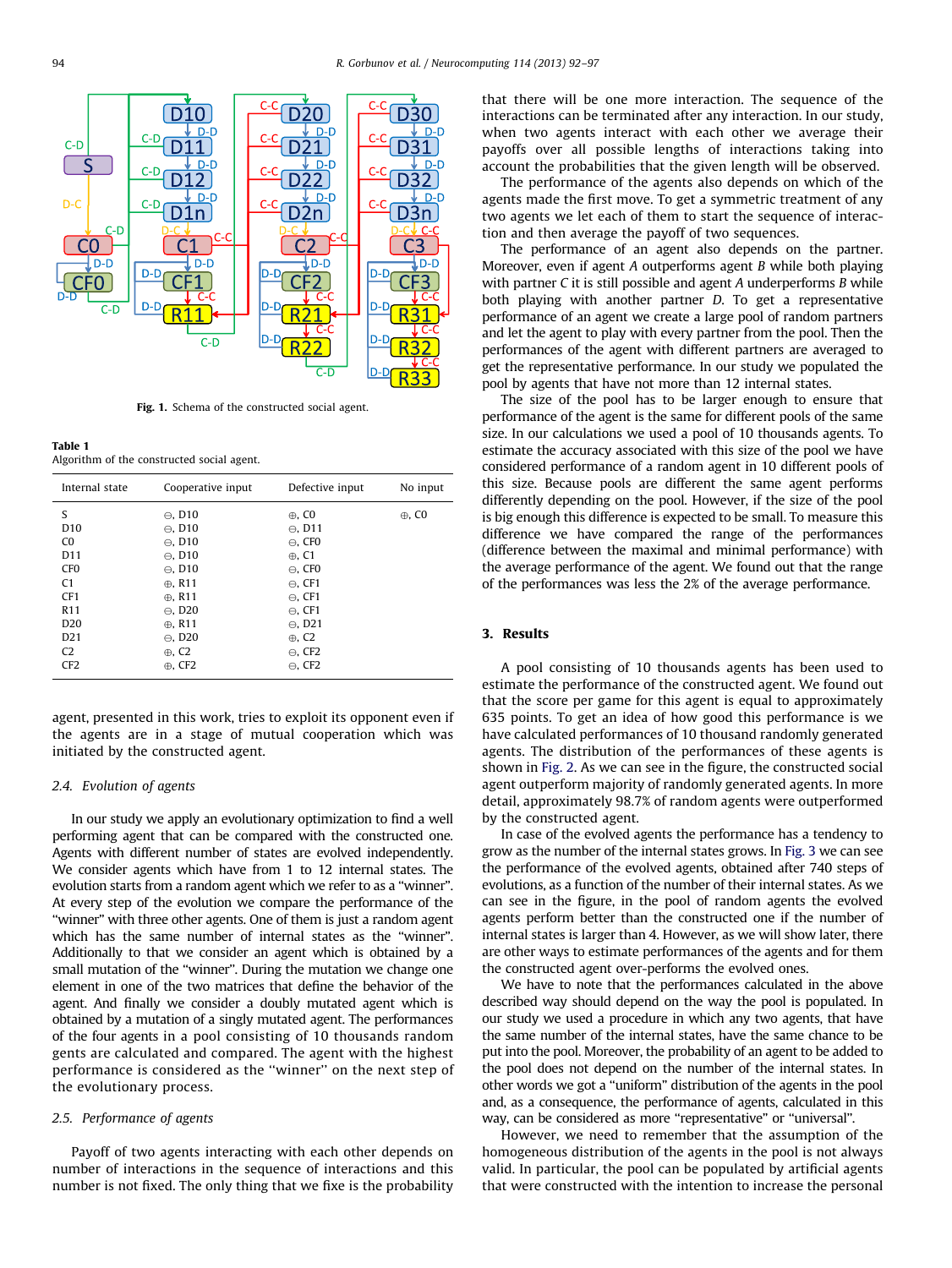S
D10
D11
D12
D1n
C0
CF0
C1
CF1
R11
D20
D21
D22
D2n
C2
CF2
R21
R22
D30
D31
D32
D3n
C3
CF3
R31
R32
R33
C-C
C-D
D-C
D-D

**Fig. 1.** Schema of the constructed social agent.

**Table 1**
Algorithm of the constructed social agent.

| Internal state | Cooperative input | Defective input | No input |
|---|---|---|---|
| S | ⊖, D10 | ⊕, C0 | ⊕, C0 |
| D10 | ⊖, D10 | ⊖, D11 | |
| C0 | ⊖, D10 | ⊖, CF0 | |
| D11 | ⊖, D10 | ⊕, C1 | |
| CF0 | ⊖, D10 | ⊖, CF0 | |
| C1 | ⊕, R11 | ⊖, CF1 | |
| CF1 | ⊕, R11 | ⊖, CF1 | |
| R11 | ⊖, D20 | ⊖, CF1 | |
| D20 | ⊕, R11 | ⊖, D21 | |
| D21 | ⊖, D20 | ⊕, C2 | |
| C2 | ⊕, C2 | ⊖, CF2 | |
| CF2 | ⊕, CF2 | ⊖, CF2 | |

agent, presented in this work, tries to exploit its opponent even if the agents are in a stage of mutual cooperation which was initiated by the constructed agent.

### 2.4. Evolution of agents

In our study we apply an evolutionary optimization to find a well performing agent that can be compared with the constructed one. Agents with different number of states are evolved independently. We consider agents which have from 1 to 12 internal states. The evolution starts from a random agent which we refer to as a "winner". At every step of the evolution we compare the performance of the "winner" with three other agents. One of them is just a random agent which has the same number of internal states as the "winner". Additionally to that we consider an agent which is obtained by a small mutation of the "winner". During the mutation we change one element in one of the two matrices that define the behavior of the agent. And finally we consider a doubly mutated agent which is obtained by a mutation of a singly mutated agent. The performances of the four agents in a pool consisting of 10 thousands random gents are calculated and compared. The agent with the highest performance is considered as the "winner" on the next step of the evolutionary process.

### 2.5. Performance of agents

Payoff of two agents interacting with each other depends on number of interactions in the sequence of interactions and this number is not fixed. The only thing that we fixe is the probability that there will be one more interaction. The sequence of the interactions can be terminated after any interaction. In our study, when two agents interact with each other we average their payoffs over all possible lengths of interactions taking into account the probabilities that the given length will be observed.

The performance of the agents also depends on which of the agents made the first move. To get a symmetric treatment of any two agents we let each of them to start the sequence of interaction and then average the payoff of two sequences.

The performance of an agent also depends on the partner. Moreover, even if agent *A* outperforms agent *B* while both playing with partner *C* it is still possible and agent *A* underperforms *B* while both playing with another partner *D*. To get a representative performance of an agent we create a large pool of random partners and let the agent to play with every partner from the pool. Then the performances of the agent with different partners are averaged to get the representative performance. In our study we populated the pool by agents that have not more than 12 internal states.

The size of the pool has to be larger enough to ensure that performance of the agent is the same for different pools of the same size. In our calculations we used a pool of 10 thousands agents. To estimate the accuracy associated with this size of the pool we have considered performance of a random agent in 10 different pools of this size. Because pools are different the same agent performs differently depending on the pool. However, if the size of the pool is big enough this difference is expected to be small. To measure this difference we have compared the range of the performances (difference between the maximal and minimal performance) with the average performance of the agent. We found out that the range of the performances was less the 2% of the average performance.

## 3. Results

A pool consisting of 10 thousands agents has been used to estimate the performance of the constructed agent. We found out that the score per game for this agent is equal to approximately 635 points. To get an idea of how good this performance is we have calculated performances of 10 thousand randomly generated agents. The distribution of the performances of these agents is shown in Fig. 2. As we can see in the figure, the constructed social agent outperform majority of randomly generated agents. In more detail, approximately 98.7% of random agents were outperformed by the constructed agent.

In case of the evolved agents the performance has a tendency to grow as the number of the internal states grows. In Fig. 3 we can see the performance of the evolved agents, obtained after 740 steps of evolutions, as a function of the number of their internal states. As we can see in the figure, in the pool of random agents the evolved agents perform better than the constructed one if the number of internal states is larger than 4. However, as we will show later, there are other ways to estimate performances of the agents and for them the constructed agent over-performs the evolved ones.

We have to note that the performances calculated in the above described way should depend on the way the pool is populated. In our study we used a procedure in which any two agents, that have the same number of the internal states, have the same chance to be put into the pool. Moreover, the probability of an agent to be added to the pool does not depend on the number of the internal states. In other words we got a "uniform" distribution of the agents in the pool and, as a consequence, the performance of agents, calculated in this way, can be considered as more "representative" or "universal".

However, we need to remember that the assumption of the homogeneous distribution of the agents in the pool is not always valid. In particular, the pool can be populated by artificial agents that were constructed with the intention to increase the personal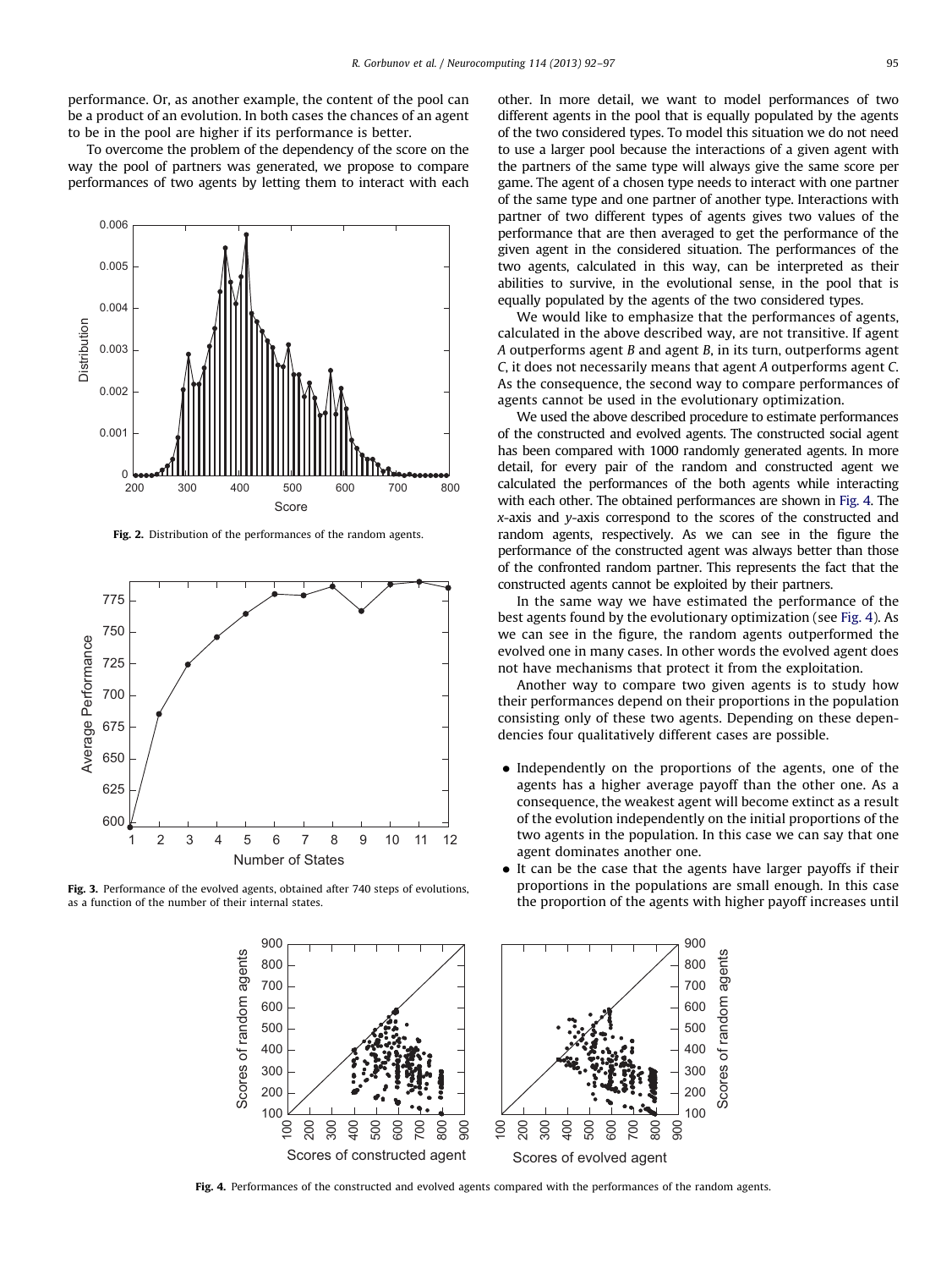performance. Or, as another example, the content of the pool can be a product of an evolution. In both cases the chances of an agent to be in the pool are higher if its performance is better.

To overcome the problem of the dependency of the score on the way the pool of partners was generated, we propose to compare performances of two agents by letting them to interact with each other. In more detail, we want to model performances of two different agents in the pool that is equally populated by the agents of the two considered types. To model this situation we do not need to use a larger pool because the interactions of a given agent with the partners of the same type will always give the same score per game. The agent of a chosen type needs to interact with one partner of the same type and one partner of another type. Interactions with partner of two different types of agents gives two values of the performance that are then averaged to get the performance of the given agent in the considered situation. The performances of the two agents, calculated in this way, can be interpreted as their abilities to survive, in the evolutional sense, in the pool that is equally populated by the agents of the two considered types.

We would like to emphasize that the performances of agents, calculated in the above described way, are not transitive. If agent $A$ outperforms agent $B$ and agent $B$, in its turn, outperforms agent $C$, it does not necessarily means that agent $A$ outperforms agent $C$. As the consequence, the second way to compare performances of agents cannot be used in the evolutionary optimization.

We used the above described procedure to estimate performances of the constructed and evolved agents. The constructed social agent has been compared with 1000 randomly generated agents. In more detail, for every pair of the random and constructed agent we calculated the performances of the both agents while interacting with each other. The obtained performances are shown in Fig. 4. The $x$-axis and $y$-axis correspond to the scores of the constructed and random agents, respectively. As we can see in the figure the performance of the constructed agent was always better than those of the confronted random partner. This represents the fact that the constructed agents cannot be exploited by their partners.

In the same way we have estimated the performance of the best agents found by the evolutionary optimization (see Fig. 4). As we can see in the figure, the random agents outperformed the evolved one in many cases. In other words the evolved agent does not have mechanisms that protect it from the exploitation.

Another way to compare two given agents is to study how their performances depend on their proportions in the population consisting only of these two agents. Depending on these dependencies four qualitatively different cases are possible.

- Independently on the proportions of the agents, one of the agents has a higher average payoff than the other one. As a consequence, the weakest agent will become extinct as a result of the evolution independently on the initial proportions of the two agents in the population. In this case we can say that one agent dominates another one.
- It can be the case that the agents have larger payoffs if their proportions in the populations are small enough. In this case the proportion of the agents with higher payoff increases until

Distribution
0.006
0.005
0.004
0.003
0.002
0.001
0
200 300 400 500 600 700 800
Score

**Fig. 2.** Distribution of the performances of the random agents.

Average Performance
775
750
725
700
675
650
625
600
1 2 3 4 5 6 7 8 9 10 11 12
Number of States

**Fig. 3.** Performance of the evolved agents, obtained after 740 steps of evolutions, as a function of the number of their internal states.

Scores of random agents
900 800 700 600 500 400 300 200 100
100 200 300 400 500 600 700 800 900
Scores of constructed agent

Scores of random agents
900 800 700 600 500 400 300 200 100
100 200 300 400 500 600 700 800 900
Scores of evolved agent

**Fig. 4.** Performances of the constructed and evolved agents compared with the performances of the random agents.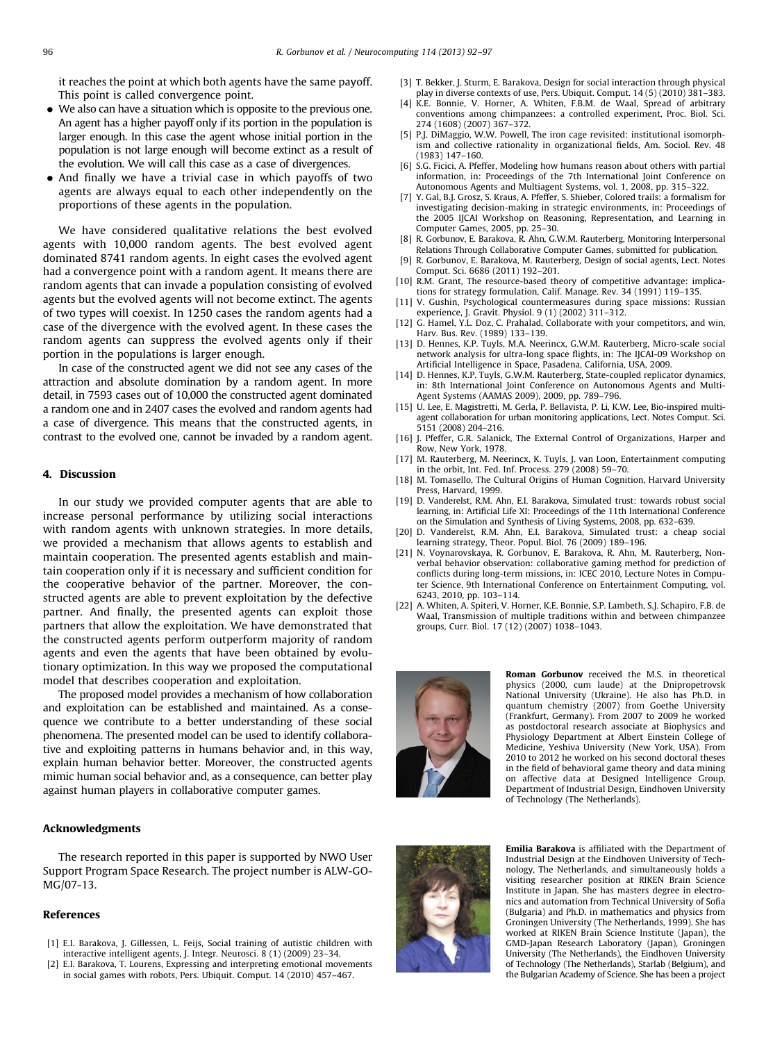it reaches the point at which both agents have the same payoff. This point is called convergence point.

- We also can have a situation which is opposite to the previous one. An agent has a higher payoff only if its portion in the population is larger enough. In this case the agent whose initial portion in the population is not large enough will become extinct as a result of the evolution. We will call this case as a case of divergences.
- And finally we have a trivial case in which payoffs of two agents are always equal to each other independently on the proportions of these agents in the population.

We have considered qualitative relations the best evolved agents with 10,000 random agents. The best evolved agent dominated 8741 random agents. In eight cases the evolved agent had a convergence point with a random agent. It means there are random agents that can invade a population consisting of evolved agents but the evolved agents will not become extinct. The agents of two types will coexist. In 1250 cases the random agents had a case of the divergence with the evolved agent. In these cases the random agents can suppress the evolved agents only if their portion in the populations is larger enough.

In case of the constructed agent we did not see any cases of the attraction and absolute domination by a random agent. In more detail, in 7593 cases out of 10,000 the constructed agent dominated a random one and in 2407 cases the evolved and random agents had a case of divergence. This means that the constructed agents, in contrast to the evolved one, cannot be invaded by a random agent.

## 4. Discussion

In our study we provided computer agents that are able to increase personal performance by utilizing social interactions with random agents with unknown strategies. In more details, we provided a mechanism that allows agents to establish and maintain cooperation. The presented agents establish and maintain cooperation only if it is necessary and sufficient condition for the cooperative behavior of the partner. Moreover, the constructed agents are able to prevent exploitation by the defective partner. And finally, the presented agents can exploit those partners that allow the exploitation. We have demonstrated that the constructed agents perform outperform majority of random agents and even the agents that have been obtained by evolutionary optimization. In this way we proposed the computational model that describes cooperation and exploitation.

The proposed model provides a mechanism of how collaboration and exploitation can be established and maintained. As a consequence we contribute to a better understanding of these social phenomena. The presented model can be used to identify collaborative and exploiting patterns in humans behavior and, in this way, explain human behavior better. Moreover, the constructed agents mimic human social behavior and, as a consequence, can better play against human players in collaborative computer games.

## Acknowledgments

The research reported in this paper is supported by NWO User Support Program Space Research. The project number is ALW-GO-MG/07-13.

## References

[1] E.I. Barakova, J. Gillessen, L. Feijs, Social training of autistic children with interactive intelligent agents, J. Integr. Neurosci. 8 (1) (2009) 23–34.

[2] E.I. Barakova, T. Lourens, Expressing and interpreting emotional movements in social games with robots, Pers. Ubiquit. Comput. 14 (2010) 457–467.

[3] T. Bekker, J. Sturm, E. Barakova, Design for social interaction through physical play in diverse contexts of use, Pers. Ubiquit. Comput. 14 (5) (2010) 381–383.

[4] K.E. Bonnie, V. Horner, A. Whiten, F.B.M. de Waal, Spread of arbitrary conventions among chimpanzees: a controlled experiment, Proc. Biol. Sci. 274 (1608) (2007) 367–372.

[5] P.J. DiMaggio, W.W. Powell, The iron cage revisited: institutional isomorphism and collective rationality in organizational fields, Am. Sociol. Rev. 48 (1983) 147–160.

[6] S.G. Ficici, A. Pfeffer, Modeling how humans reason about others with partial information, in: Proceedings of the 7th International Joint Conference on Autonomous Agents and Multiagent Systems, vol. 1, 2008, pp. 315–322.

[7] Y. Gal, B.J. Grosz, S. Kraus, A. Pfeffer, S. Shieber, Colored trails: a formalism for investigating decision-making in strategic environments, in: Proceedings of the 2005 IJCAI Workshop on Reasoning, Representation, and Learning in Computer Games, 2005, pp. 25–30.

[8] R. Gorbunov, E. Barakova, R. Ahn, G.W.M. Rauterberg, Monitoring Interpersonal Relations Through Collaborative Computer Games, submitted for publication.

[9] R. Gorbunov, E. Barakova, M. Rauterberg, Design of social agents, Lect. Notes Comput. Sci. 6686 (2011) 192–201.

[10] R.M. Grant, The resource-based theory of competitive advantage: implications for strategy formulation, Calif. Manage. Rev. 34 (1991) 119–135.

[11] V. Gushin, Psychological countermeasures during space missions: Russian experience, J. Gravit. Physiol. 9 (1) (2002) 311–312.

[12] G. Hamel, Y.L. Doz, C. Prahalad, Collaborate with your competitors, and win, Harv. Bus. Rev. (1989) 133–139.

[13] D. Hennes, K.P. Tuyls, M.A. Neerincx, G.W.M. Rauterberg, Micro-scale social network analysis for ultra-long space flights, in: The IJCAI-09 Workshop on Artificial Intelligence in Space, Pasadena, California, USA, 2009.

[14] D. Hennes, K.P. Tuyls, G.W.M. Rauterberg, State-coupled replicator dynamics, in: 8th International Joint Conference on Autonomous Agents and Multi-Agent Systems (AAMAS 2009), 2009, pp. 789–796.

[15] U. Lee, E. Magistretti, M. Gerla, P. Bellavista, P. Li, K.W. Lee, Bio-inspired multi-agent collaboration for urban monitoring applications, Lect. Notes Comput. Sci. 5151 (2008) 204–216.

[16] J. Pfeffer, G.R. Salanick, The External Control of Organizations, Harper and Row, New York, 1978.

[17] M. Rauterberg, M. Neerincx, K. Tuyls, J. van Loon, Entertainment computing in the orbit, Int. Fed. Inf. Process. 279 (2008) 59–70.

[18] M. Tomasello, The Cultural Origins of Human Cognition, Harvard University Press, Harvard, 1999.

[19] D. Vanderelst, R.M. Ahn, E.I. Barakova, Simulated trust: towards robust social learning, in: Artificial Life XI: Proceedings of the 11th International Conference on the Simulation and Synthesis of Living Systems, 2008, pp. 632–639.

[20] D. Vanderelst, R.M. Ahn, E.I. Barakova, Simulated trust: a cheap social learning strategy, Theor. Popul. Biol. 76 (2009) 189–196.

[21] N. Voynarovskaya, R. Gorbunov, E. Barakova, R. Ahn, M. Rauterberg, Nonverbal behavior observation: collaborative gaming method for prediction of conflicts during long-term missions, in: ICEC 2010, Lecture Notes in Computer Science, 9th International Conference on Entertainment Computing, vol. 6243, 2010, pp. 103–114.

[22] A. Whiten, A. Spiteri, V. Horner, K.E. Bonnie, S.P. Lambeth, S.J. Schapiro, F.B. de Waal, Transmission of multiple traditions within and between chimpanzee groups, Curr. Biol. 17 (12) (2007) 1038–1043.

**Roman Gorbunov** received the M.S. in theoretical physics (2000, cum laude) at the Dnipropetrovsk National University (Ukraine). He also has Ph.D. in quantum chemistry (2007) from Goethe University (Frankfurt, Germany). From 2007 to 2009 he worked as postdoctoral research associate at Biophysics and Physiology Department at Albert Einstein College of Medicine, Yeshiva University (New York, USA). From 2010 to 2012 he worked on his second doctoral theses in the field of behavioral game theory and data mining on affective data at Designed Intelligence Group, Department of Industrial Design, Eindhoven University of Technology (The Netherlands).

**Emilia Barakova** is affiliated with the Department of Industrial Design at the Eindhoven University of Technology, The Netherlands, and simultaneously holds a visiting researcher position at RIKEN Brain Science Institute in Japan. She has masters degree in electronics and automation from Technical University of Sofia (Bulgaria) and Ph.D. in mathematics and physics from Groningen University (The Netherlands, 1999). She has worked at RIKEN Brain Science Institute (Japan), the GMD-Japan Research Laboratory (Japan), Groningen University (The Netherlands), the Eindhoven University of Technology (The Netherlands), Starlab (Belgium), and the Bulgarian Academy of Science. She has been a project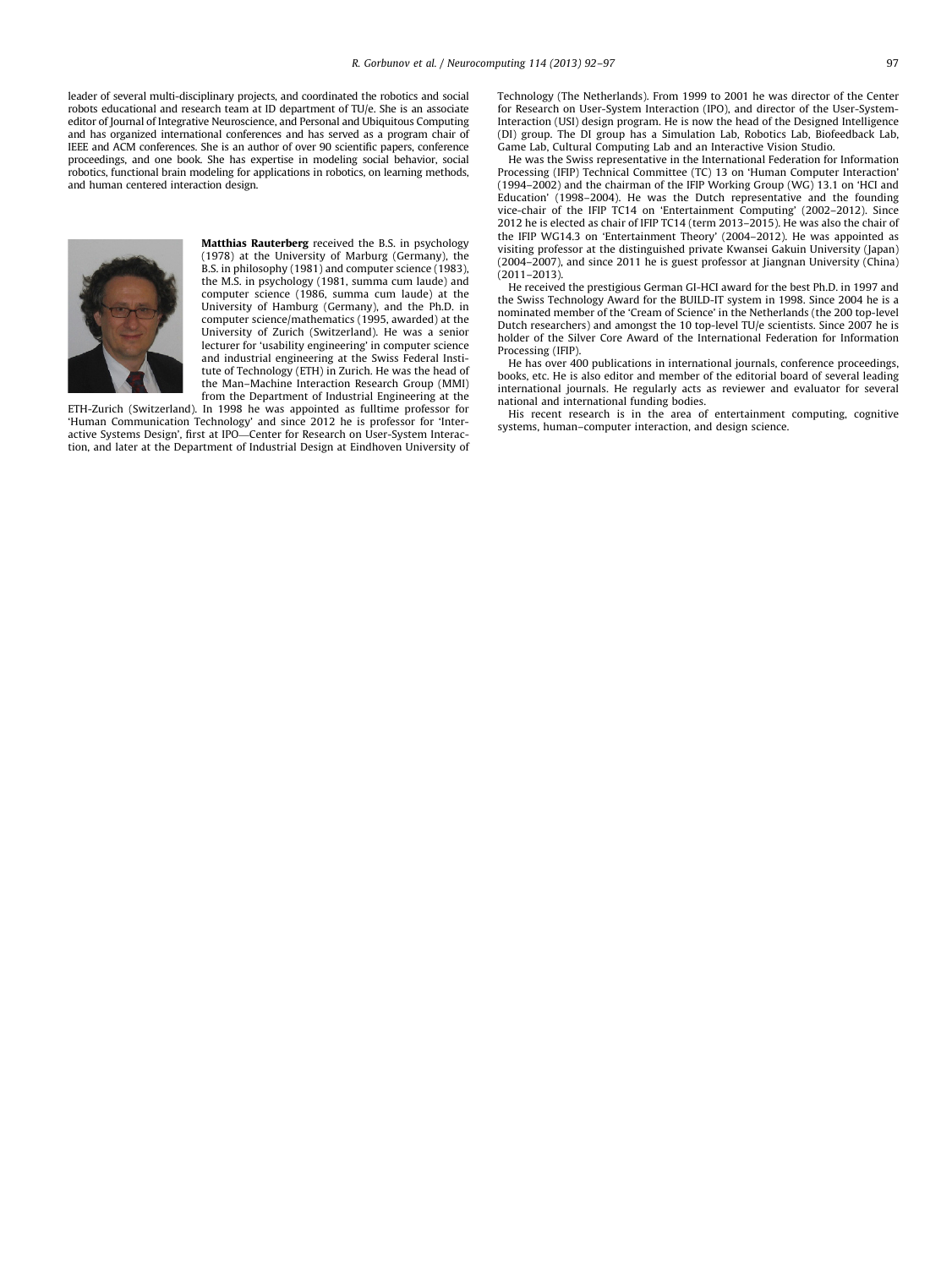leader of several multi-disciplinary projects, and coordinated the robotics and social robots educational and research team at ID department of TU/e. She is an associate editor of Journal of Integrative Neuroscience, and Personal and Ubiquitous Computing and has organized international conferences and has served as a program chair of IEEE and ACM conferences. She is an author of over 90 scientific papers, conference proceedings, and one book. She has expertise in modeling social behavior, social robotics, functional brain modeling for applications in robotics, on learning methods, and human centered interaction design.

**Matthias Rauterberg** received the B.S. in psychology (1978) at the University of Marburg (Germany), the B.S. in philosophy (1981) and computer science (1983), the M.S. in psychology (1981, summa cum laude) and computer science (1986, summa cum laude) at the University of Hamburg (Germany), and the Ph.D. in computer science/mathematics (1995, awarded) at the University of Zurich (Switzerland). He was a senior lecturer for 'usability engineering' in computer science and industrial engineering at the Swiss Federal Institute of Technology (ETH) in Zurich. He was the head of the Man–Machine Interaction Research Group (MMI) from the Department of Industrial Engineering at the ETH-Zurich (Switzerland). In 1998 he was appointed as fulltime professor for 'Human Communication Technology' and since 2012 he is professor for 'Interactive Systems Design', first at IPO—Center for Research on User-System Interaction, and later at the Department of Industrial Design at Eindhoven University of Technology (The Netherlands). From 1999 to 2001 he was director of the Center for Research on User-System Interaction (IPO), and director of the User-System-Interaction (USI) design program. He is now the head of the Designed Intelligence (DI) group. The DI group has a Simulation Lab, Robotics Lab, Biofeedback Lab, Game Lab, Cultural Computing Lab and an Interactive Vision Studio.

He was the Swiss representative in the International Federation for Information Processing (IFIP) Technical Committee (TC) 13 on 'Human Computer Interaction' (1994–2002) and the chairman of the IFIP Working Group (WG) 13.1 on 'HCI and Education' (1998–2004). He was the Dutch representative and the founding vice-chair of the IFIP TC14 on 'Entertainment Computing' (2002–2012). Since 2012 he is elected as chair of IFIP TC14 (term 2013–2015). He was also the chair of the IFIP WG14.3 on 'Entertainment Theory' (2004–2012). He was appointed as visiting professor at the distinguished private Kwansei Gakuin University (Japan) (2004–2007), and since 2011 he is guest professor at Jiangnan University (China) (2011–2013).

He received the prestigious German GI-HCI award for the best Ph.D. in 1997 and the Swiss Technology Award for the BUILD-IT system in 1998. Since 2004 he is a nominated member of the 'Cream of Science' in the Netherlands (the 200 top-level Dutch researchers) and amongst the 10 top-level TU/e scientists. Since 2007 he is holder of the Silver Core Award of the International Federation for Information Processing (IFIP).

He has over 400 publications in international journals, conference proceedings, books, etc. He is also editor and member of the editorial board of several leading international journals. He regularly acts as reviewer and evaluator for several national and international funding bodies.

His recent research is in the area of entertainment computing, cognitive systems, human–computer interaction, and design science.